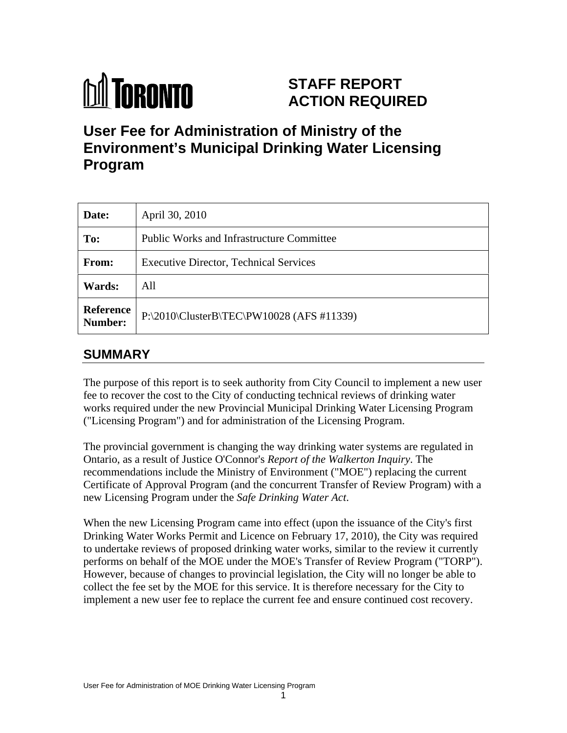# TORONTO

# STAFF REPORT ACTION REQUIRED

# User Fee for Administration of Ministry of the Environment's Municipal Drinking Water Licensing Program

| | |
|---|---|
| **Date:** | April 30, 2010 |
| **To:** | Public Works and Infrastructure Committee |
| **From:** | Executive Director, Technical Services |
| **Wards:** | All |
| **Reference Number:** | P:\2010\ClusterB\TEC\PW10028 (AFS #11339) |

## SUMMARY

The purpose of this report is to seek authority from City Council to implement a new user fee to recover the cost to the City of conducting technical reviews of drinking water works required under the new Provincial Municipal Drinking Water Licensing Program ("Licensing Program") and for administration of the Licensing Program.

The provincial government is changing the way drinking water systems are regulated in Ontario, as a result of Justice O'Connor's *Report of the Walkerton Inquiry*. The recommendations include the Ministry of Environment ("MOE") replacing the current Certificate of Approval Program (and the concurrent Transfer of Review Program) with a new Licensing Program under the *Safe Drinking Water Act*.

When the new Licensing Program came into effect (upon the issuance of the City's first Drinking Water Works Permit and Licence on February 17, 2010), the City was required to undertake reviews of proposed drinking water works, similar to the review it currently performs on behalf of the MOE under the MOE's Transfer of Review Program ("TORP"). However, because of changes to provincial legislation, the City will no longer be able to collect the fee set by the MOE for this service. It is therefore necessary for the City to implement a new user fee to replace the current fee and ensure continued cost recovery.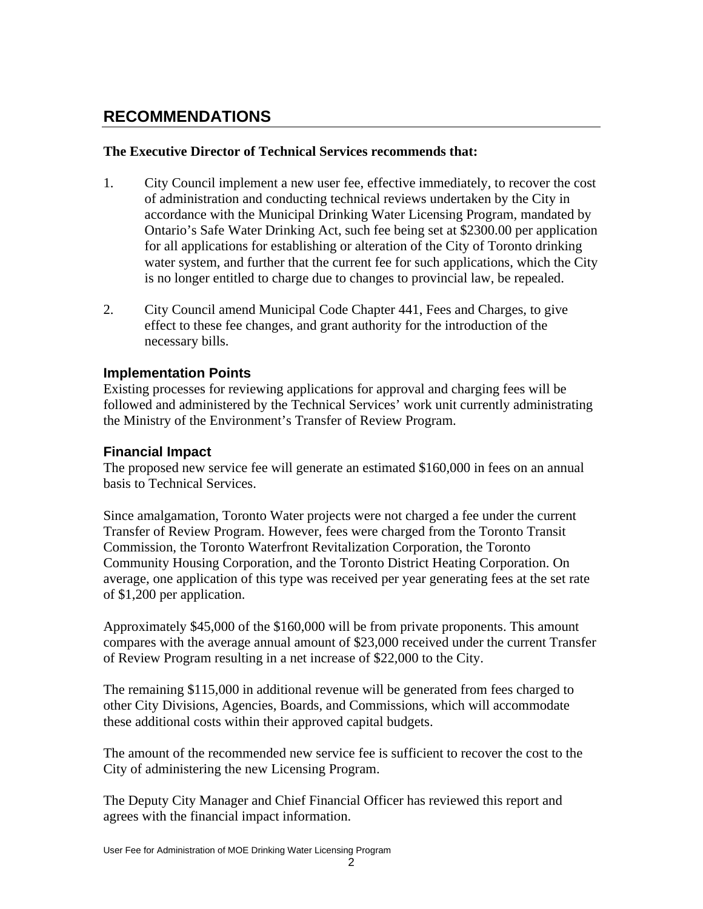## RECOMMENDATIONS

**The Executive Director of Technical Services recommends that:**

1. City Council implement a new user fee, effective immediately, to recover the cost of administration and conducting technical reviews undertaken by the City in accordance with the Municipal Drinking Water Licensing Program, mandated by Ontario's Safe Water Drinking Act, such fee being set at $2300.00 per application for all applications for establishing or alteration of the City of Toronto drinking water system, and further that the current fee for such applications, which the City is no longer entitled to charge due to changes to provincial law, be repealed.

2. City Council amend Municipal Code Chapter 441, Fees and Charges, to give effect to these fee changes, and grant authority for the introduction of the necessary bills.

### Implementation Points

Existing processes for reviewing applications for approval and charging fees will be followed and administered by the Technical Services' work unit currently administrating the Ministry of the Environment's Transfer of Review Program.

### Financial Impact

The proposed new service fee will generate an estimated $160,000 in fees on an annual basis to Technical Services.

Since amalgamation, Toronto Water projects were not charged a fee under the current Transfer of Review Program. However, fees were charged from the Toronto Transit Commission, the Toronto Waterfront Revitalization Corporation, the Toronto Community Housing Corporation, and the Toronto District Heating Corporation. On average, one application of this type was received per year generating fees at the set rate of $1,200 per application.

Approximately $45,000 of the $160,000 will be from private proponents. This amount compares with the average annual amount of $23,000 received under the current Transfer of Review Program resulting in a net increase of $22,000 to the City.

The remaining $115,000 in additional revenue will be generated from fees charged to other City Divisions, Agencies, Boards, and Commissions, which will accommodate these additional costs within their approved capital budgets.

The amount of the recommended new service fee is sufficient to recover the cost to the City of administering the new Licensing Program.

The Deputy City Manager and Chief Financial Officer has reviewed this report and agrees with the financial impact information.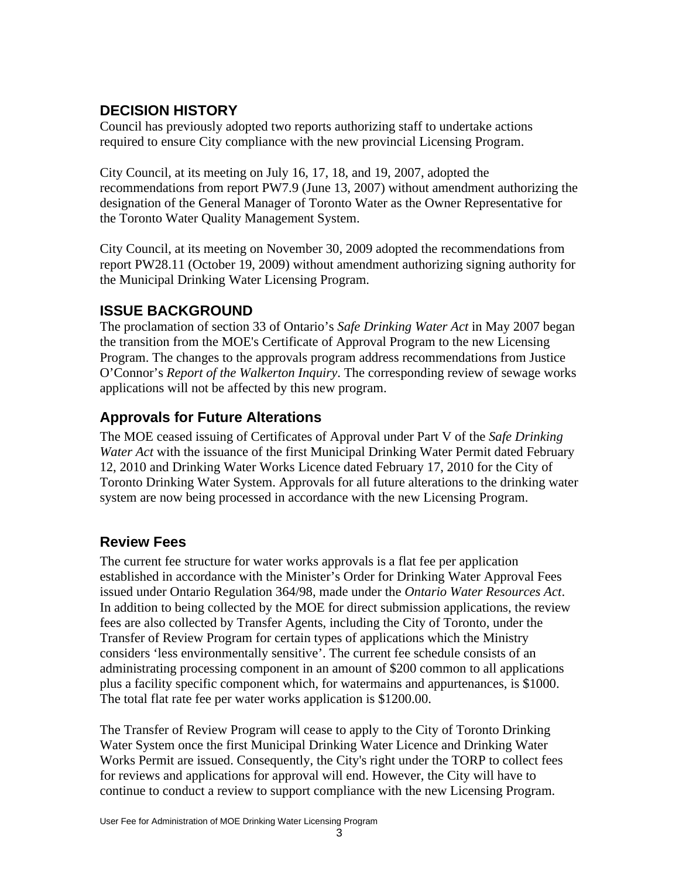## DECISION HISTORY

Council has previously adopted two reports authorizing staff to undertake actions required to ensure City compliance with the new provincial Licensing Program.

City Council, at its meeting on July 16, 17, 18, and 19, 2007, adopted the recommendations from report PW7.9 (June 13, 2007) without amendment authorizing the designation of the General Manager of Toronto Water as the Owner Representative for the Toronto Water Quality Management System.

City Council, at its meeting on November 30, 2009 adopted the recommendations from report PW28.11 (October 19, 2009) without amendment authorizing signing authority for the Municipal Drinking Water Licensing Program.

## ISSUE BACKGROUND

The proclamation of section 33 of Ontario's *Safe Drinking Water Act* in May 2007 began the transition from the MOE's Certificate of Approval Program to the new Licensing Program. The changes to the approvals program address recommendations from Justice O'Connor's *Report of the Walkerton Inquiry*. The corresponding review of sewage works applications will not be affected by this new program.

### Approvals for Future Alterations

The MOE ceased issuing of Certificates of Approval under Part V of the *Safe Drinking Water Act* with the issuance of the first Municipal Drinking Water Permit dated February 12, 2010 and Drinking Water Works Licence dated February 17, 2010 for the City of Toronto Drinking Water System. Approvals for all future alterations to the drinking water system are now being processed in accordance with the new Licensing Program.

### Review Fees

The current fee structure for water works approvals is a flat fee per application established in accordance with the Minister's Order for Drinking Water Approval Fees issued under Ontario Regulation 364/98, made under the *Ontario Water Resources Act*. In addition to being collected by the MOE for direct submission applications, the review fees are also collected by Transfer Agents, including the City of Toronto, under the Transfer of Review Program for certain types of applications which the Ministry considers 'less environmentally sensitive'. The current fee schedule consists of an administrating processing component in an amount of $200 common to all applications plus a facility specific component which, for watermains and appurtenances, is $1000. The total flat rate fee per water works application is $1200.00.

The Transfer of Review Program will cease to apply to the City of Toronto Drinking Water System once the first Municipal Drinking Water Licence and Drinking Water Works Permit are issued. Consequently, the City's right under the TORP to collect fees for reviews and applications for approval will end. However, the City will have to continue to conduct a review to support compliance with the new Licensing Program.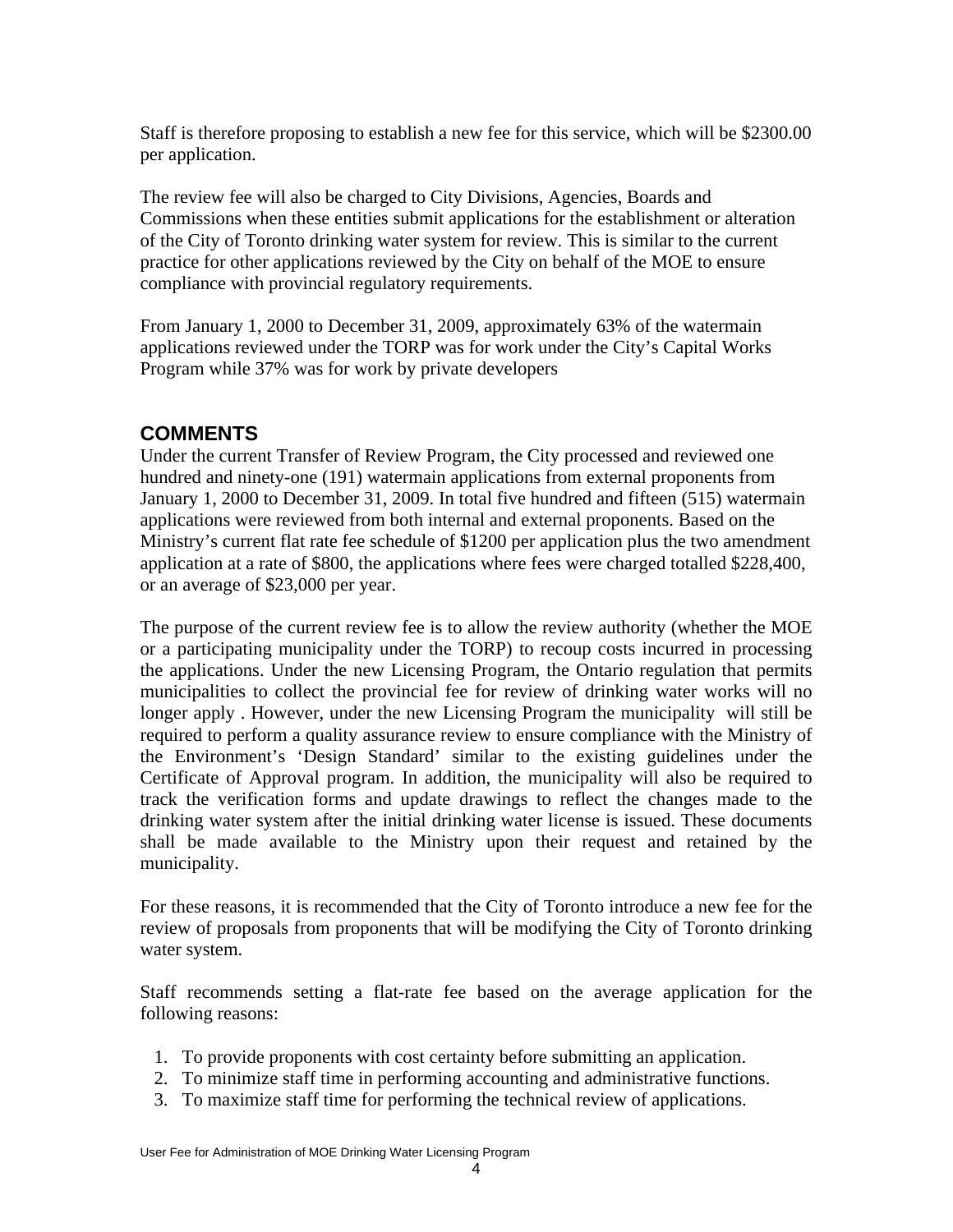Staff is therefore proposing to establish a new fee for this service, which will be $2300.00 per application.

The review fee will also be charged to City Divisions, Agencies, Boards and Commissions when these entities submit applications for the establishment or alteration of the City of Toronto drinking water system for review. This is similar to the current practice for other applications reviewed by the City on behalf of the MOE to ensure compliance with provincial regulatory requirements.

From January 1, 2000 to December 31, 2009, approximately 63% of the watermain applications reviewed under the TORP was for work under the City's Capital Works Program while 37% was for work by private developers

## COMMENTS

Under the current Transfer of Review Program, the City processed and reviewed one hundred and ninety-one (191) watermain applications from external proponents from January 1, 2000 to December 31, 2009. In total five hundred and fifteen (515) watermain applications were reviewed from both internal and external proponents. Based on the Ministry's current flat rate fee schedule of $1200 per application plus the two amendment application at a rate of $800, the applications where fees were charged totalled $228,400, or an average of $23,000 per year.

The purpose of the current review fee is to allow the review authority (whether the MOE or a participating municipality under the TORP) to recoup costs incurred in processing the applications. Under the new Licensing Program, the Ontario regulation that permits municipalities to collect the provincial fee for review of drinking water works will no longer apply . However, under the new Licensing Program the municipality will still be required to perform a quality assurance review to ensure compliance with the Ministry of the Environment's 'Design Standard' similar to the existing guidelines under the Certificate of Approval program. In addition, the municipality will also be required to track the verification forms and update drawings to reflect the changes made to the drinking water system after the initial drinking water license is issued. These documents shall be made available to the Ministry upon their request and retained by the municipality.

For these reasons, it is recommended that the City of Toronto introduce a new fee for the review of proposals from proponents that will be modifying the City of Toronto drinking water system.

Staff recommends setting a flat-rate fee based on the average application for the following reasons:

1. To provide proponents with cost certainty before submitting an application.
2. To minimize staff time in performing accounting and administrative functions.
3. To maximize staff time for performing the technical review of applications.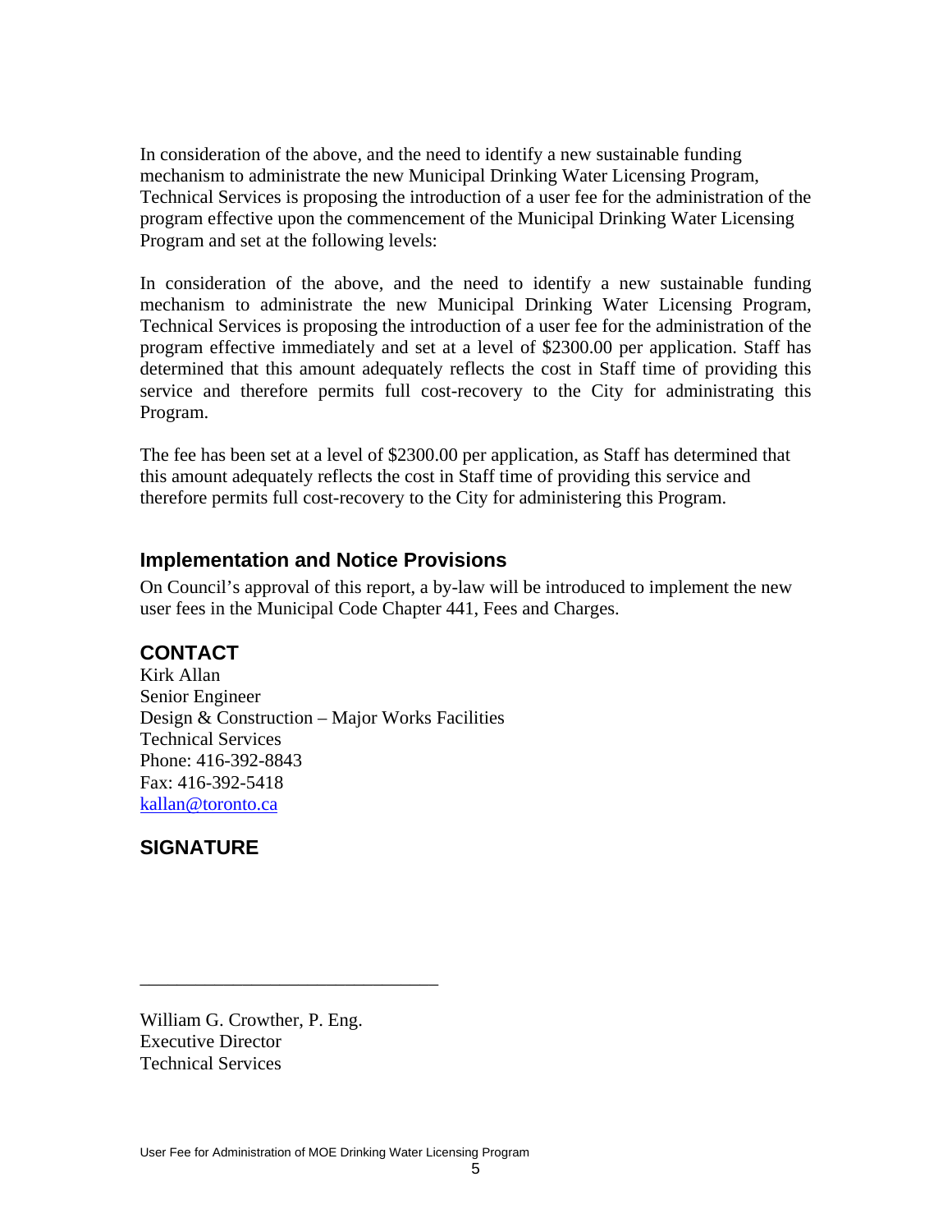In consideration of the above, and the need to identify a new sustainable funding mechanism to administrate the new Municipal Drinking Water Licensing Program, Technical Services is proposing the introduction of a user fee for the administration of the program effective upon the commencement of the Municipal Drinking Water Licensing Program and set at the following levels:

In consideration of the above, and the need to identify a new sustainable funding mechanism to administrate the new Municipal Drinking Water Licensing Program, Technical Services is proposing the introduction of a user fee for the administration of the program effective immediately and set at a level of $2300.00 per application. Staff has determined that this amount adequately reflects the cost in Staff time of providing this service and therefore permits full cost-recovery to the City for administrating this Program.

The fee has been set at a level of $2300.00 per application, as Staff has determined that this amount adequately reflects the cost in Staff time of providing this service and therefore permits full cost-recovery to the City for administering this Program.

## Implementation and Notice Provisions

On Council's approval of this report, a by-law will be introduced to implement the new user fees in the Municipal Code Chapter 441, Fees and Charges.

## CONTACT

Kirk Allan
Senior Engineer
Design & Construction – Major Works Facilities
Technical Services
Phone: 416-392-8843
Fax: 416-392-5418
kallan@toronto.ca

## SIGNATURE

_______________________________

William G. Crowther, P. Eng.
Executive Director
Technical Services